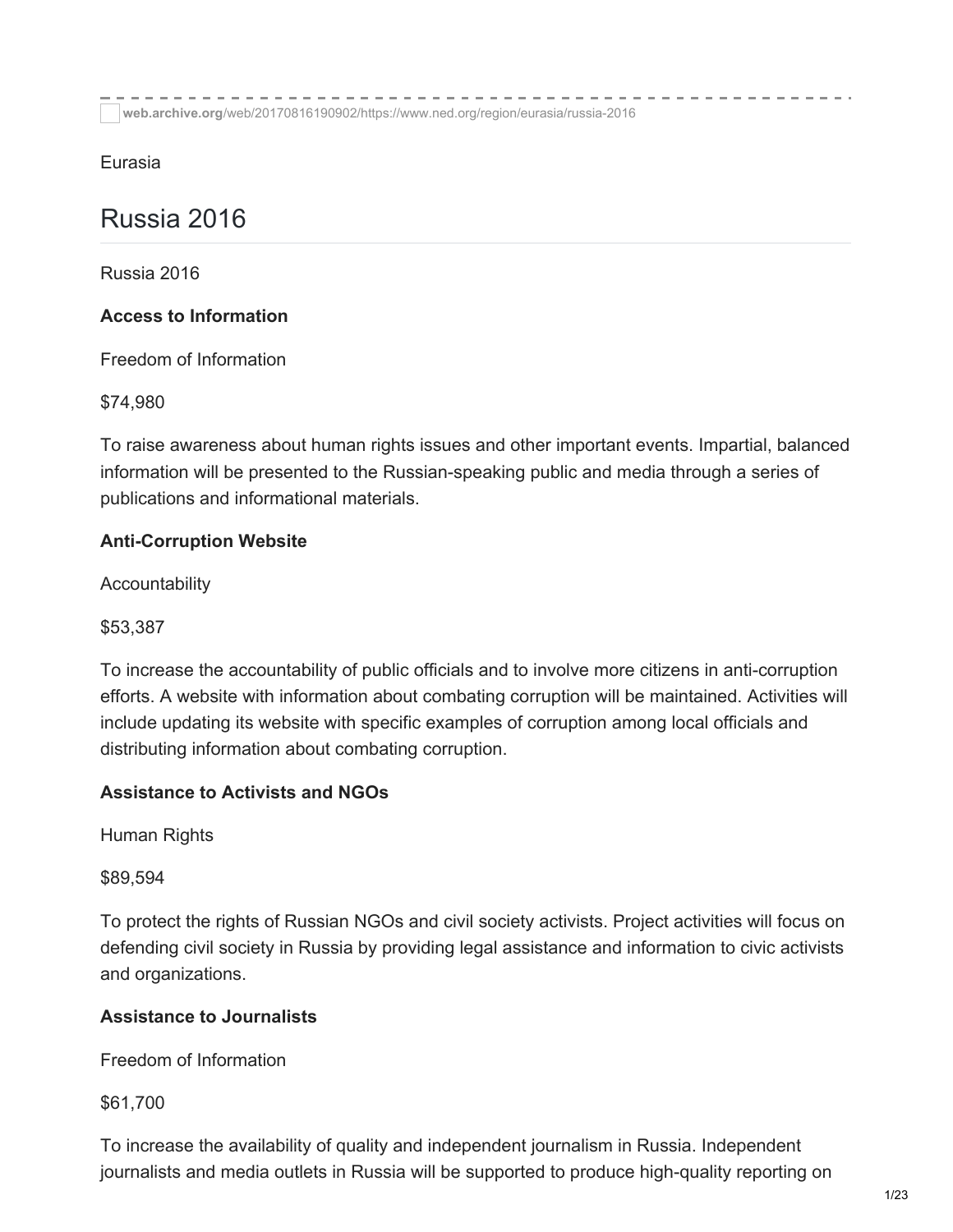web.archive.org/web/20170816190902/https://www.ned.org/region/eurasia/russia-2016

Eurasia

# Russia 2016

Russia 2016

**Access to Information**

Freedom of Information

$74,980

To raise awareness about human rights issues and other important events. Impartial, balanced information will be presented to the Russian-speaking public and media through a series of publications and informational materials.

**Anti-Corruption Website**

Accountability

$53,387

To increase the accountability of public officials and to involve more citizens in anti-corruption efforts. A website with information about combating corruption will be maintained. Activities will include updating its website with specific examples of corruption among local officials and distributing information about combating corruption.

**Assistance to Activists and NGOs**

Human Rights

$89,594

To protect the rights of Russian NGOs and civil society activists. Project activities will focus on defending civil society in Russia by providing legal assistance and information to civic activists and organizations.

**Assistance to Journalists**

Freedom of Information

$61,700

To increase the availability of quality and independent journalism in Russia. Independent journalists and media outlets in Russia will be supported to produce high-quality reporting on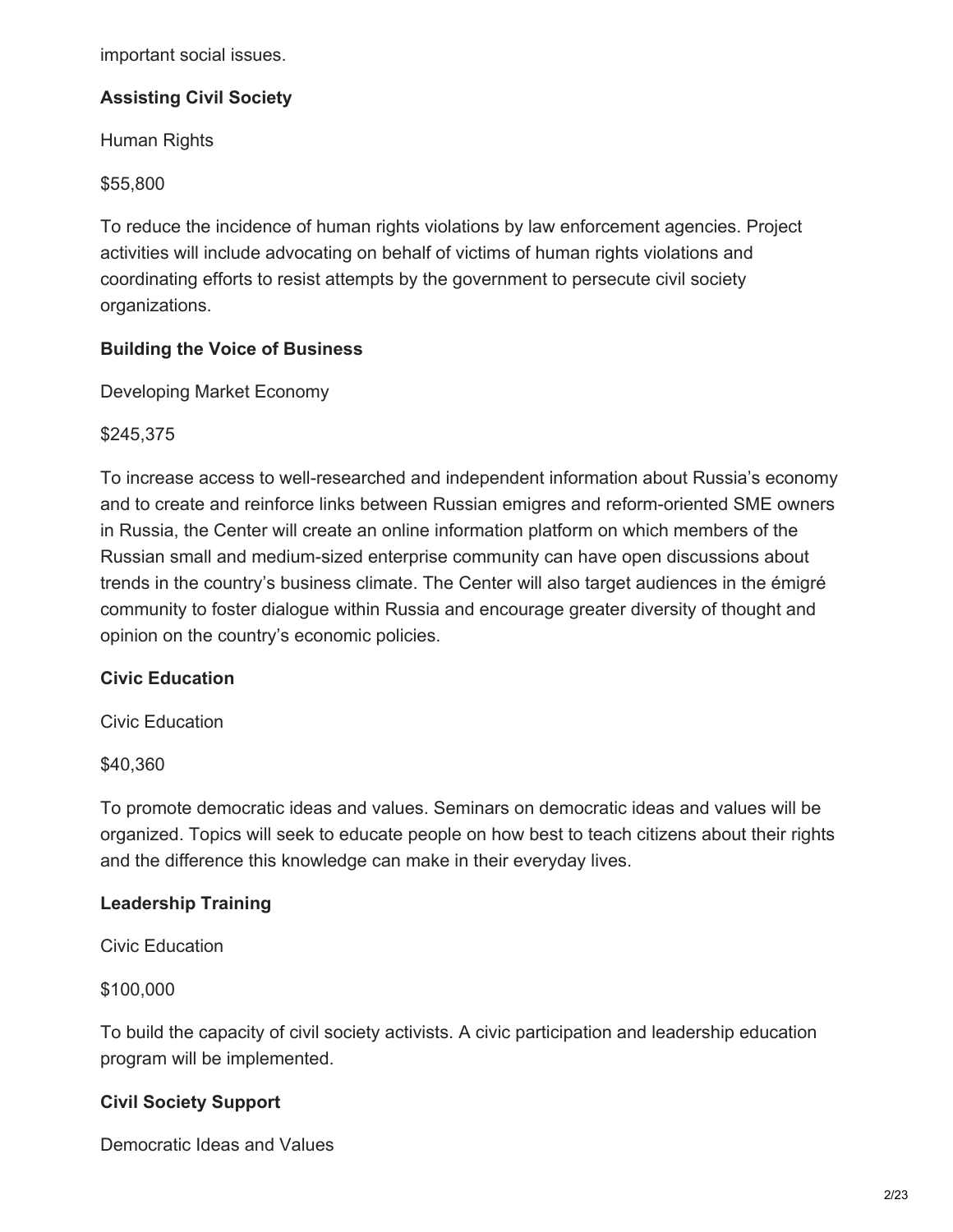important social issues.

**Assisting Civil Society**

Human Rights

$55,800

To reduce the incidence of human rights violations by law enforcement agencies. Project activities will include advocating on behalf of victims of human rights violations and coordinating efforts to resist attempts by the government to persecute civil society organizations.

**Building the Voice of Business**

Developing Market Economy

$245,375

To increase access to well-researched and independent information about Russia's economy and to create and reinforce links between Russian emigres and reform-oriented SME owners in Russia, the Center will create an online information platform on which members of the Russian small and medium-sized enterprise community can have open discussions about trends in the country's business climate. The Center will also target audiences in the émigré community to foster dialogue within Russia and encourage greater diversity of thought and opinion on the country's economic policies.

**Civic Education**

Civic Education

$40,360

To promote democratic ideas and values. Seminars on democratic ideas and values will be organized. Topics will seek to educate people on how best to teach citizens about their rights and the difference this knowledge can make in their everyday lives.

**Leadership Training**

Civic Education

$100,000

To build the capacity of civil society activists. A civic participation and leadership education program will be implemented.

**Civil Society Support**

Democratic Ideas and Values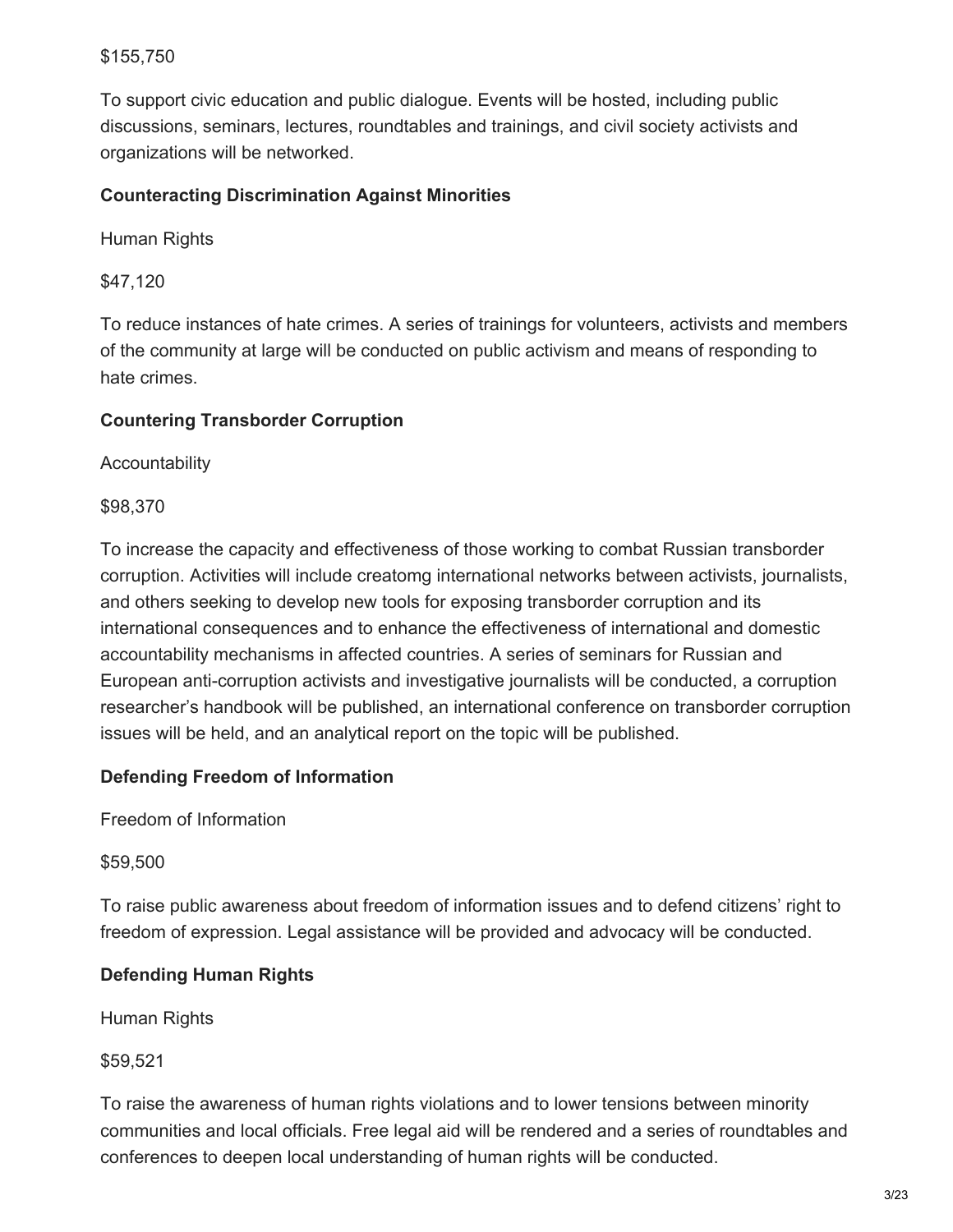$155,750

To support civic education and public dialogue. Events will be hosted, including public discussions, seminars, lectures, roundtables and trainings, and civil society activists and organizations will be networked.

**Counteracting Discrimination Against Minorities**

Human Rights

$47,120

To reduce instances of hate crimes. A series of trainings for volunteers, activists and members of the community at large will be conducted on public activism and means of responding to hate crimes.

**Countering Transborder Corruption**

Accountability

$98,370

To increase the capacity and effectiveness of those working to combat Russian transborder corruption. Activities will include creatomg international networks between activists, journalists, and others seeking to develop new tools for exposing transborder corruption and its international consequences and to enhance the effectiveness of international and domestic accountability mechanisms in affected countries. A series of seminars for Russian and European anti-corruption activists and investigative journalists will be conducted, a corruption researcher's handbook will be published, an international conference on transborder corruption issues will be held, and an analytical report on the topic will be published.

**Defending Freedom of Information**

Freedom of Information

$59,500

To raise public awareness about freedom of information issues and to defend citizens' right to freedom of expression. Legal assistance will be provided and advocacy will be conducted.

**Defending Human Rights**

Human Rights

$59,521

To raise the awareness of human rights violations and to lower tensions between minority communities and local officials. Free legal aid will be rendered and a series of roundtables and conferences to deepen local understanding of human rights will be conducted.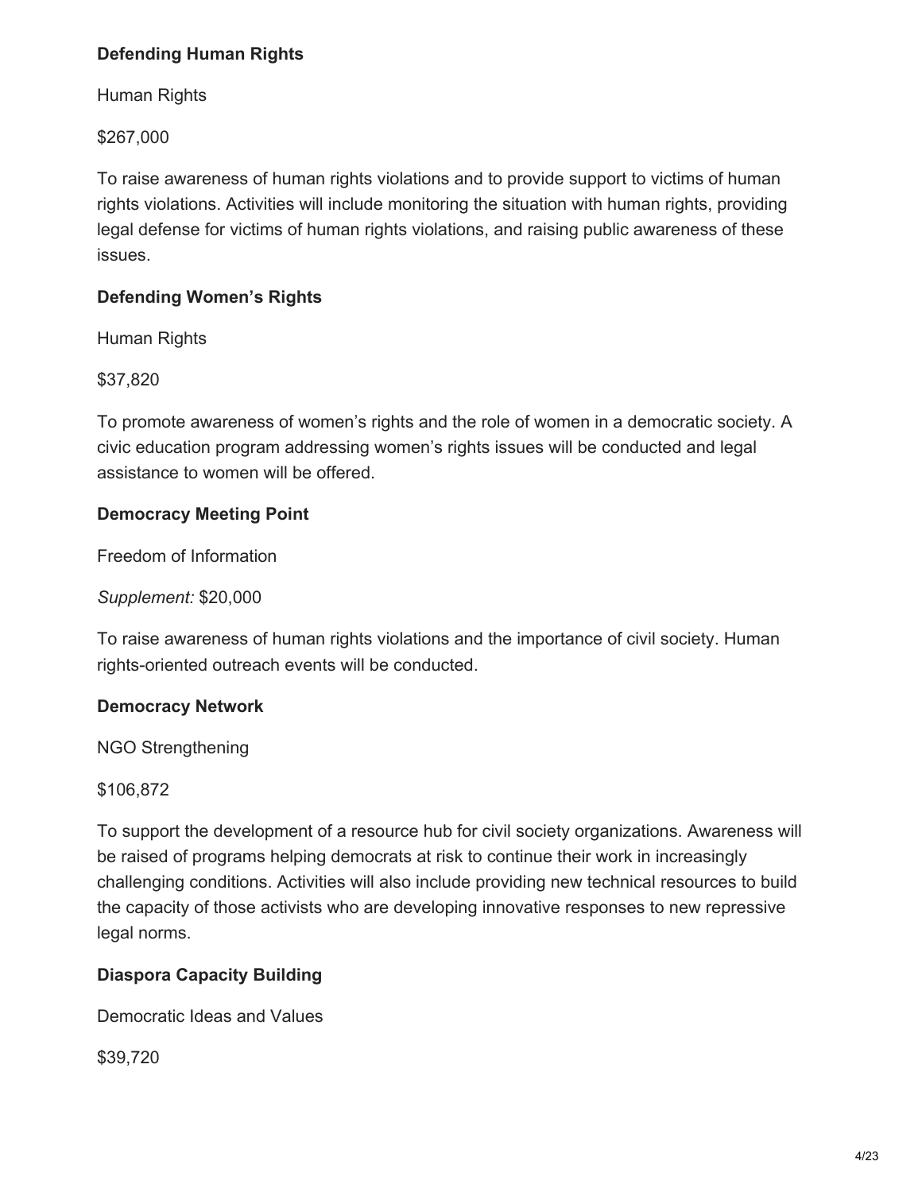**Defending Human Rights**

Human Rights

$267,000

To raise awareness of human rights violations and to provide support to victims of human rights violations. Activities will include monitoring the situation with human rights, providing legal defense for victims of human rights violations, and raising public awareness of these issues.

**Defending Women's Rights**

Human Rights

$37,820

To promote awareness of women's rights and the role of women in a democratic society. A civic education program addressing women's rights issues will be conducted and legal assistance to women will be offered.

**Democracy Meeting Point**

Freedom of Information

*Supplement:* $20,000

To raise awareness of human rights violations and the importance of civil society. Human rights-oriented outreach events will be conducted.

**Democracy Network**

NGO Strengthening

$106,872

To support the development of a resource hub for civil society organizations. Awareness will be raised of programs helping democrats at risk to continue their work in increasingly challenging conditions. Activities will also include providing new technical resources to build the capacity of those activists who are developing innovative responses to new repressive legal norms.

**Diaspora Capacity Building**

Democratic Ideas and Values

$39,720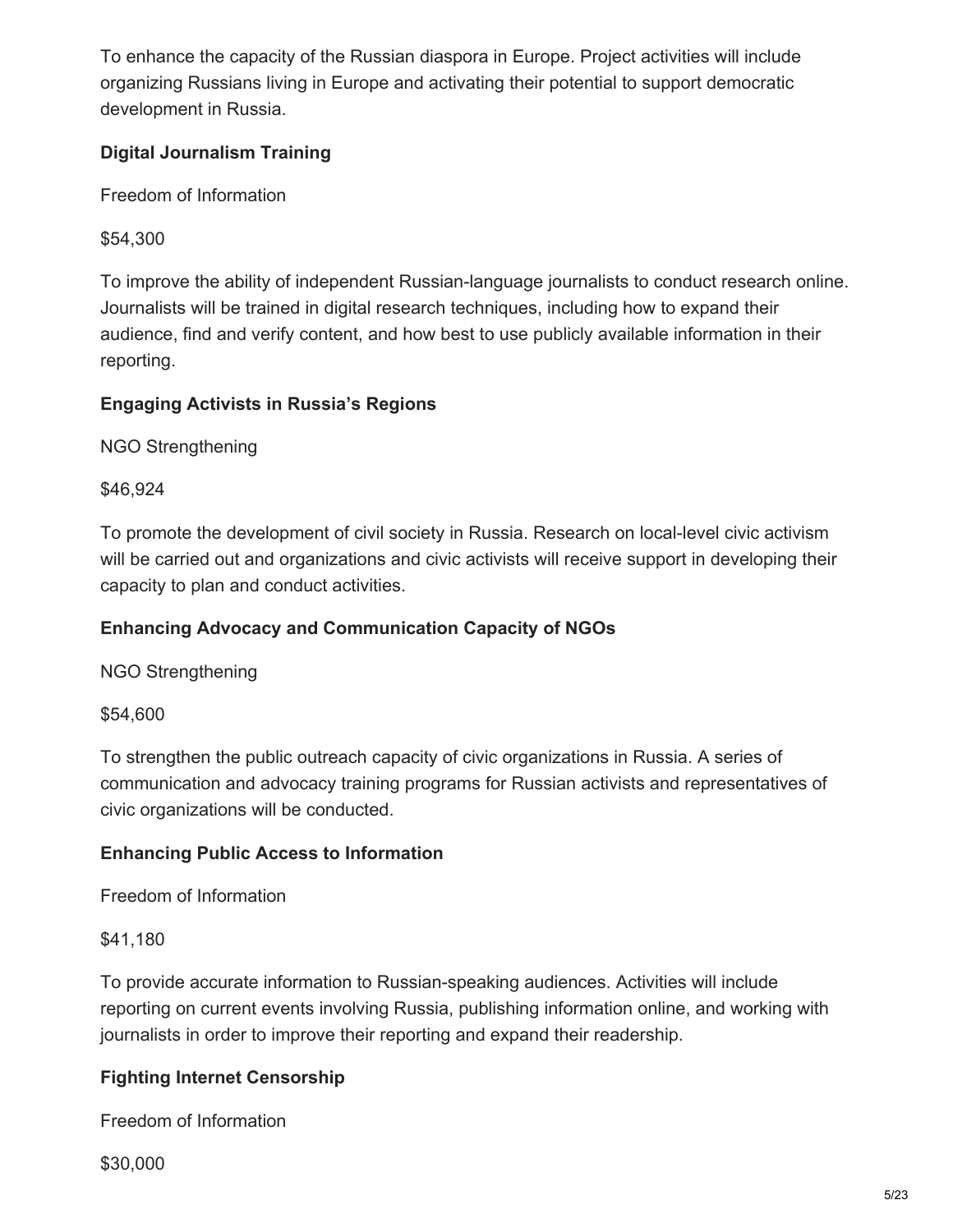To enhance the capacity of the Russian diaspora in Europe. Project activities will include organizing Russians living in Europe and activating their potential to support democratic development in Russia.

**Digital Journalism Training**

Freedom of Information

$54,300

To improve the ability of independent Russian-language journalists to conduct research online. Journalists will be trained in digital research techniques, including how to expand their audience, find and verify content, and how best to use publicly available information in their reporting.

**Engaging Activists in Russia's Regions**

NGO Strengthening

$46,924

To promote the development of civil society in Russia. Research on local-level civic activism will be carried out and organizations and civic activists will receive support in developing their capacity to plan and conduct activities.

**Enhancing Advocacy and Communication Capacity of NGOs**

NGO Strengthening

$54,600

To strengthen the public outreach capacity of civic organizations in Russia. A series of communication and advocacy training programs for Russian activists and representatives of civic organizations will be conducted.

**Enhancing Public Access to Information**

Freedom of Information

$41,180

To provide accurate information to Russian-speaking audiences. Activities will include reporting on current events involving Russia, publishing information online, and working with journalists in order to improve their reporting and expand their readership.

**Fighting Internet Censorship**

Freedom of Information

$30,000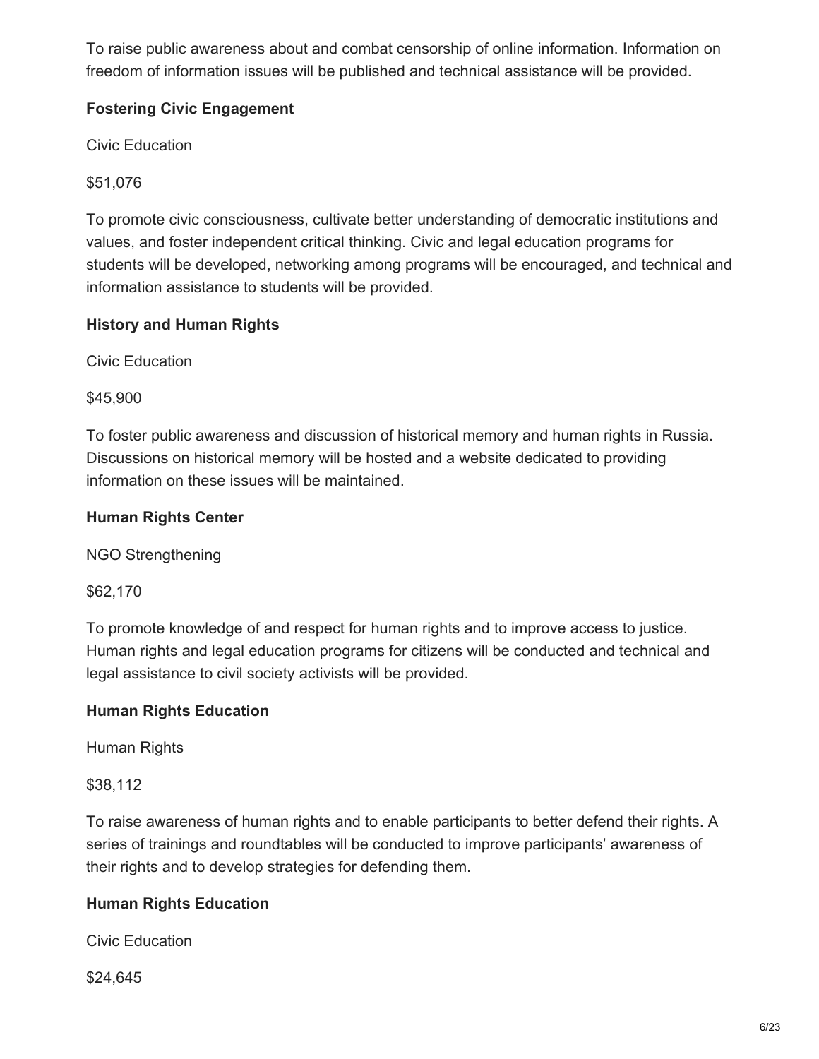To raise public awareness about and combat censorship of online information. Information on freedom of information issues will be published and technical assistance will be provided.

**Fostering Civic Engagement**

Civic Education

$51,076

To promote civic consciousness, cultivate better understanding of democratic institutions and values, and foster independent critical thinking. Civic and legal education programs for students will be developed, networking among programs will be encouraged, and technical and information assistance to students will be provided.

**History and Human Rights**

Civic Education

$45,900

To foster public awareness and discussion of historical memory and human rights in Russia. Discussions on historical memory will be hosted and a website dedicated to providing information on these issues will be maintained.

**Human Rights Center**

NGO Strengthening

$62,170

To promote knowledge of and respect for human rights and to improve access to justice. Human rights and legal education programs for citizens will be conducted and technical and legal assistance to civil society activists will be provided.

**Human Rights Education**

Human Rights

$38,112

To raise awareness of human rights and to enable participants to better defend their rights. A series of trainings and roundtables will be conducted to improve participants' awareness of their rights and to develop strategies for defending them.

**Human Rights Education**

Civic Education

$24,645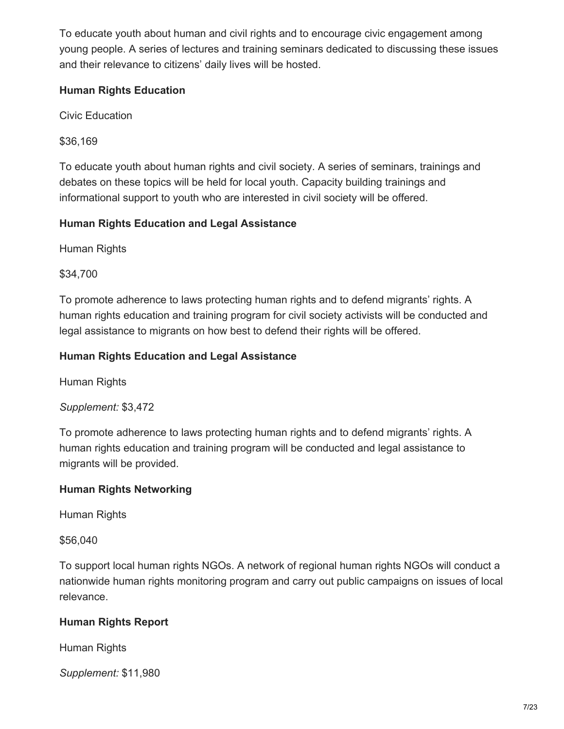To educate youth about human and civil rights and to encourage civic engagement among young people. A series of lectures and training seminars dedicated to discussing these issues and their relevance to citizens' daily lives will be hosted.

**Human Rights Education**

Civic Education

$36,169

To educate youth about human rights and civil society. A series of seminars, trainings and debates on these topics will be held for local youth. Capacity building trainings and informational support to youth who are interested in civil society will be offered.

**Human Rights Education and Legal Assistance**

Human Rights

$34,700

To promote adherence to laws protecting human rights and to defend migrants' rights. A human rights education and training program for civil society activists will be conducted and legal assistance to migrants on how best to defend their rights will be offered.

**Human Rights Education and Legal Assistance**

Human Rights

*Supplement:* $3,472

To promote adherence to laws protecting human rights and to defend migrants' rights. A human rights education and training program will be conducted and legal assistance to migrants will be provided.

**Human Rights Networking**

Human Rights

$56,040

To support local human rights NGOs. A network of regional human rights NGOs will conduct a nationwide human rights monitoring program and carry out public campaigns on issues of local relevance.

**Human Rights Report**

Human Rights

*Supplement:* $11,980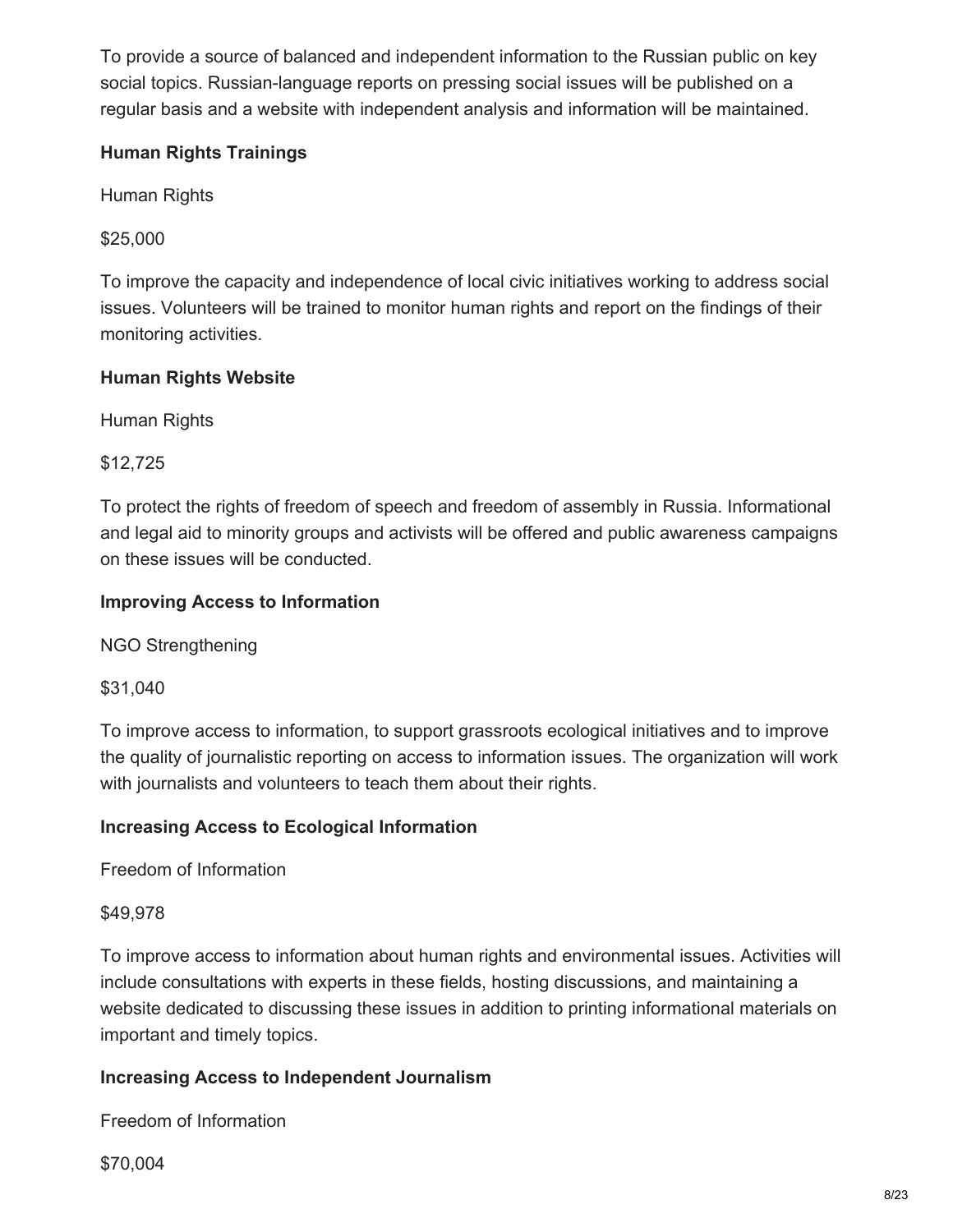To provide a source of balanced and independent information to the Russian public on key social topics. Russian-language reports on pressing social issues will be published on a regular basis and a website with independent analysis and information will be maintained.

**Human Rights Trainings**

Human Rights

$25,000

To improve the capacity and independence of local civic initiatives working to address social issues. Volunteers will be trained to monitor human rights and report on the findings of their monitoring activities.

**Human Rights Website**

Human Rights

$12,725

To protect the rights of freedom of speech and freedom of assembly in Russia. Informational and legal aid to minority groups and activists will be offered and public awareness campaigns on these issues will be conducted.

**Improving Access to Information**

NGO Strengthening

$31,040

To improve access to information, to support grassroots ecological initiatives and to improve the quality of journalistic reporting on access to information issues. The organization will work with journalists and volunteers to teach them about their rights.

**Increasing Access to Ecological Information**

Freedom of Information

$49,978

To improve access to information about human rights and environmental issues. Activities will include consultations with experts in these fields, hosting discussions, and maintaining a website dedicated to discussing these issues in addition to printing informational materials on important and timely topics.

**Increasing Access to Independent Journalism**

Freedom of Information

$70,004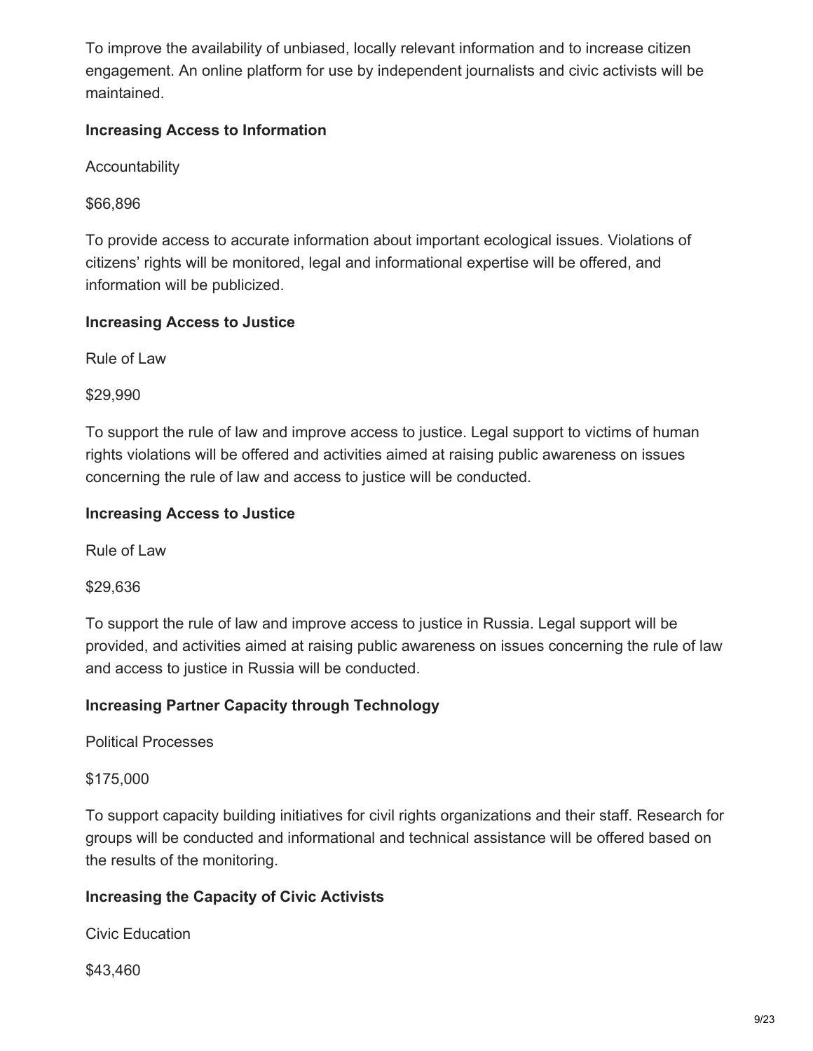To improve the availability of unbiased, locally relevant information and to increase citizen engagement. An online platform for use by independent journalists and civic activists will be maintained.

**Increasing Access to Information**

Accountability

$66,896

To provide access to accurate information about important ecological issues. Violations of citizens' rights will be monitored, legal and informational expertise will be offered, and information will be publicized.

**Increasing Access to Justice**

Rule of Law

$29,990

To support the rule of law and improve access to justice. Legal support to victims of human rights violations will be offered and activities aimed at raising public awareness on issues concerning the rule of law and access to justice will be conducted.

**Increasing Access to Justice**

Rule of Law

$29,636

To support the rule of law and improve access to justice in Russia. Legal support will be provided, and activities aimed at raising public awareness on issues concerning the rule of law and access to justice in Russia will be conducted.

**Increasing Partner Capacity through Technology**

Political Processes

$175,000

To support capacity building initiatives for civil rights organizations and their staff. Research for groups will be conducted and informational and technical assistance will be offered based on the results of the monitoring.

**Increasing the Capacity of Civic Activists**

Civic Education

$43,460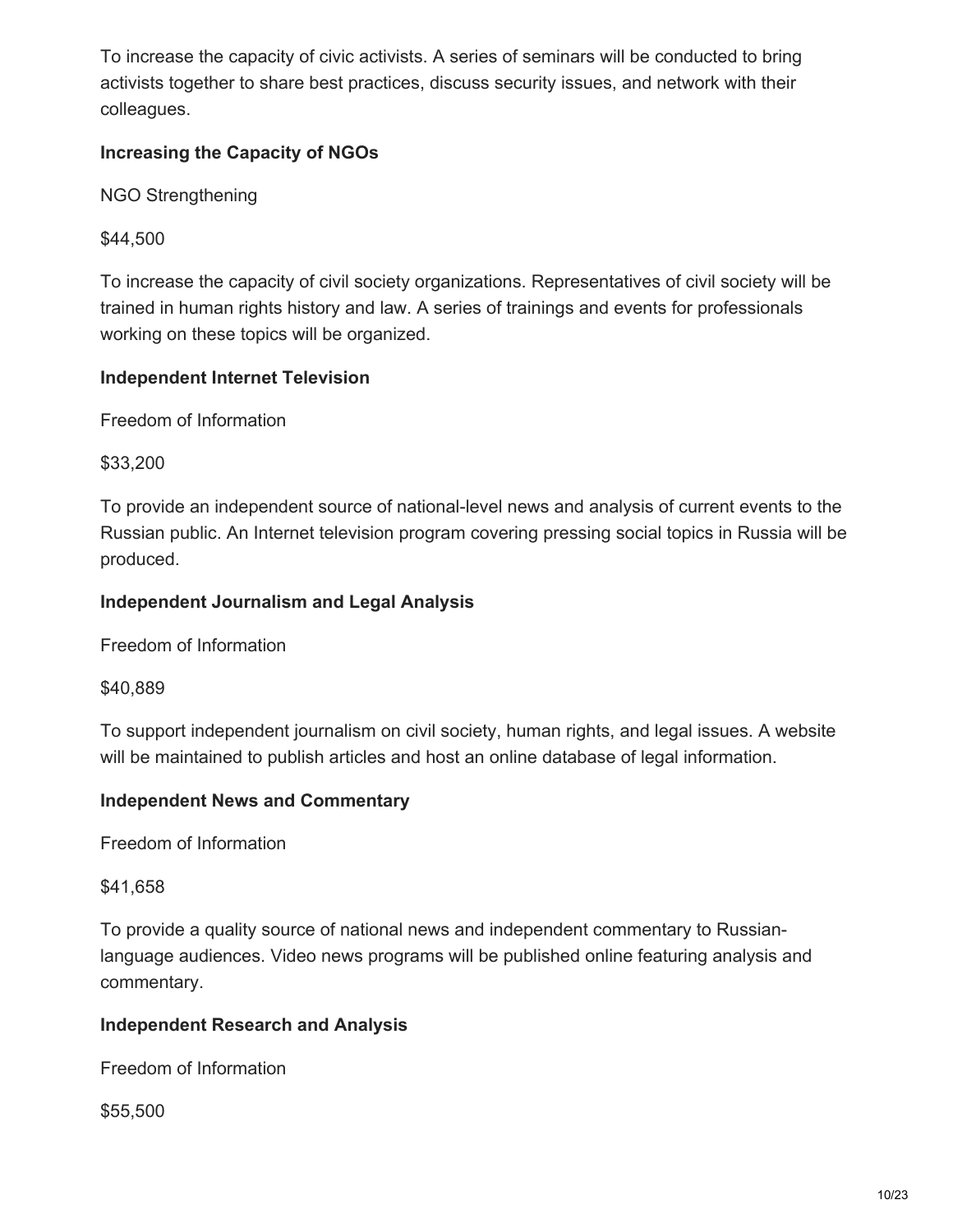To increase the capacity of civic activists. A series of seminars will be conducted to bring activists together to share best practices, discuss security issues, and network with their colleagues.

**Increasing the Capacity of NGOs**

NGO Strengthening

$44,500

To increase the capacity of civil society organizations. Representatives of civil society will be trained in human rights history and law. A series of trainings and events for professionals working on these topics will be organized.

**Independent Internet Television**

Freedom of Information

$33,200

To provide an independent source of national-level news and analysis of current events to the Russian public. An Internet television program covering pressing social topics in Russia will be produced.

**Independent Journalism and Legal Analysis**

Freedom of Information

$40,889

To support independent journalism on civil society, human rights, and legal issues. A website will be maintained to publish articles and host an online database of legal information.

**Independent News and Commentary**

Freedom of Information

$41,658

To provide a quality source of national news and independent commentary to Russian-language audiences. Video news programs will be published online featuring analysis and commentary.

**Independent Research and Analysis**

Freedom of Information

$55,500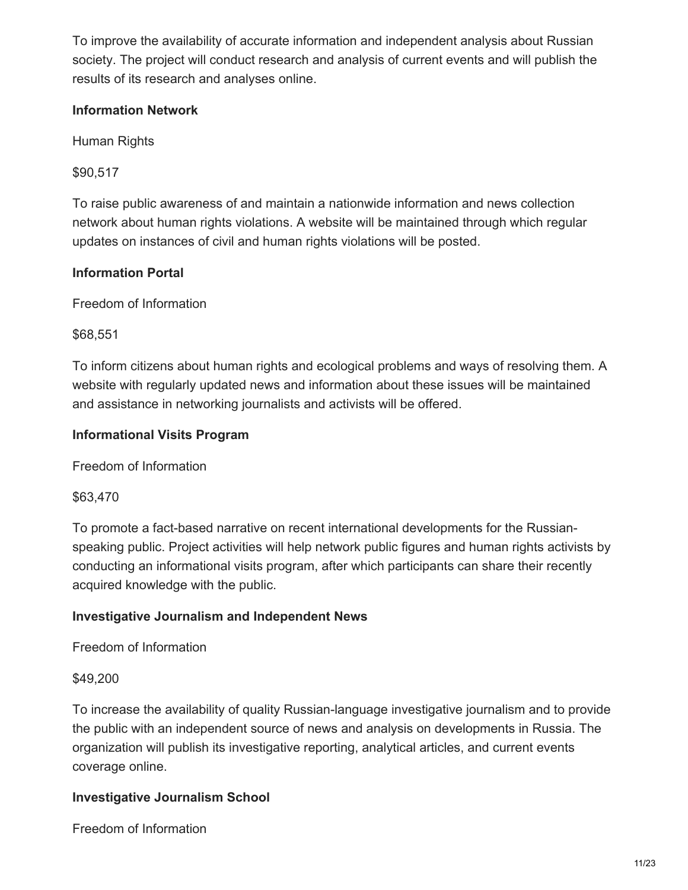To improve the availability of accurate information and independent analysis about Russian society. The project will conduct research and analysis of current events and will publish the results of its research and analyses online.

**Information Network**

Human Rights

$90,517

To raise public awareness of and maintain a nationwide information and news collection network about human rights violations. A website will be maintained through which regular updates on instances of civil and human rights violations will be posted.

**Information Portal**

Freedom of Information

$68,551

To inform citizens about human rights and ecological problems and ways of resolving them. A website with regularly updated news and information about these issues will be maintained and assistance in networking journalists and activists will be offered.

**Informational Visits Program**

Freedom of Information

$63,470

To promote a fact-based narrative on recent international developments for the Russian-speaking public. Project activities will help network public figures and human rights activists by conducting an informational visits program, after which participants can share their recently acquired knowledge with the public.

**Investigative Journalism and Independent News**

Freedom of Information

$49,200

To increase the availability of quality Russian-language investigative journalism and to provide the public with an independent source of news and analysis on developments in Russia. The organization will publish its investigative reporting, analytical articles, and current events coverage online.

**Investigative Journalism School**

Freedom of Information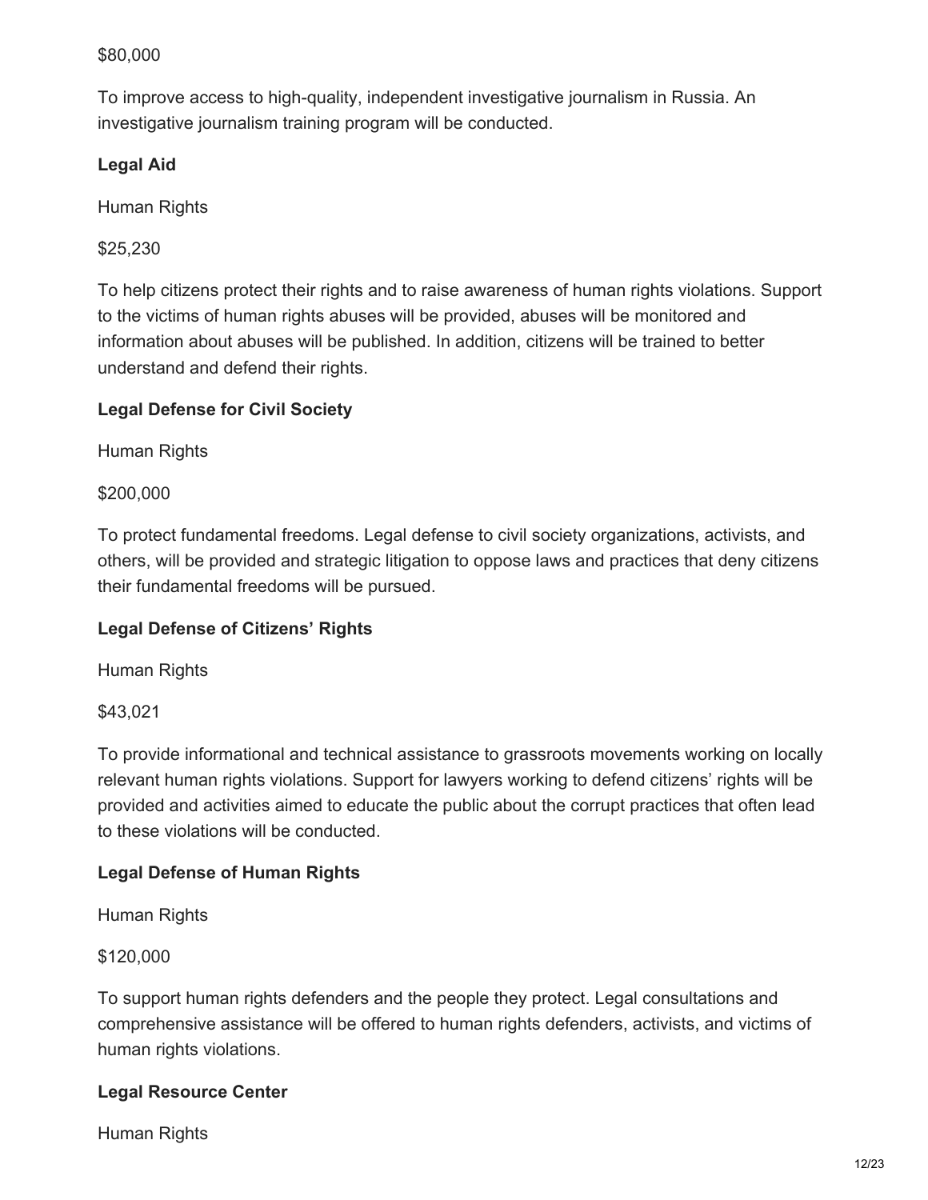$80,000

To improve access to high-quality, independent investigative journalism in Russia. An investigative journalism training program will be conducted.

**Legal Aid**

Human Rights

$25,230

To help citizens protect their rights and to raise awareness of human rights violations. Support to the victims of human rights abuses will be provided, abuses will be monitored and information about abuses will be published. In addition, citizens will be trained to better understand and defend their rights.

**Legal Defense for Civil Society**

Human Rights

$200,000

To protect fundamental freedoms. Legal defense to civil society organizations, activists, and others, will be provided and strategic litigation to oppose laws and practices that deny citizens their fundamental freedoms will be pursued.

**Legal Defense of Citizens' Rights**

Human Rights

$43,021

To provide informational and technical assistance to grassroots movements working on locally relevant human rights violations. Support for lawyers working to defend citizens' rights will be provided and activities aimed to educate the public about the corrupt practices that often lead to these violations will be conducted.

**Legal Defense of Human Rights**

Human Rights

$120,000

To support human rights defenders and the people they protect. Legal consultations and comprehensive assistance will be offered to human rights defenders, activists, and victims of human rights violations.

**Legal Resource Center**

Human Rights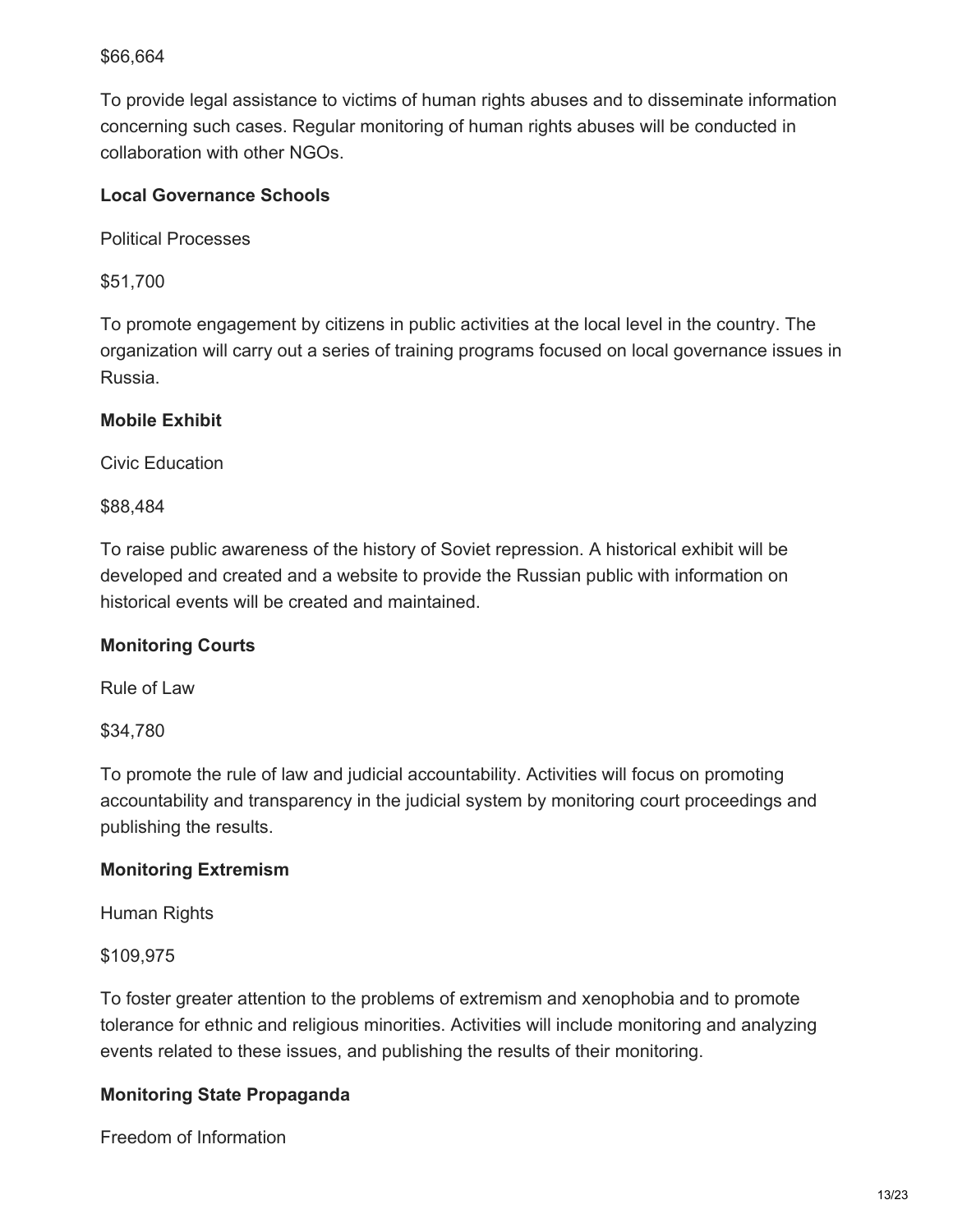$66,664

To provide legal assistance to victims of human rights abuses and to disseminate information concerning such cases. Regular monitoring of human rights abuses will be conducted in collaboration with other NGOs.

**Local Governance Schools**

Political Processes

$51,700

To promote engagement by citizens in public activities at the local level in the country. The organization will carry out a series of training programs focused on local governance issues in Russia.

**Mobile Exhibit**

Civic Education

$88,484

To raise public awareness of the history of Soviet repression. A historical exhibit will be developed and created and a website to provide the Russian public with information on historical events will be created and maintained.

**Monitoring Courts**

Rule of Law

$34,780

To promote the rule of law and judicial accountability. Activities will focus on promoting accountability and transparency in the judicial system by monitoring court proceedings and publishing the results.

**Monitoring Extremism**

Human Rights

$109,975

To foster greater attention to the problems of extremism and xenophobia and to promote tolerance for ethnic and religious minorities. Activities will include monitoring and analyzing events related to these issues, and publishing the results of their monitoring.

**Monitoring State Propaganda**

Freedom of Information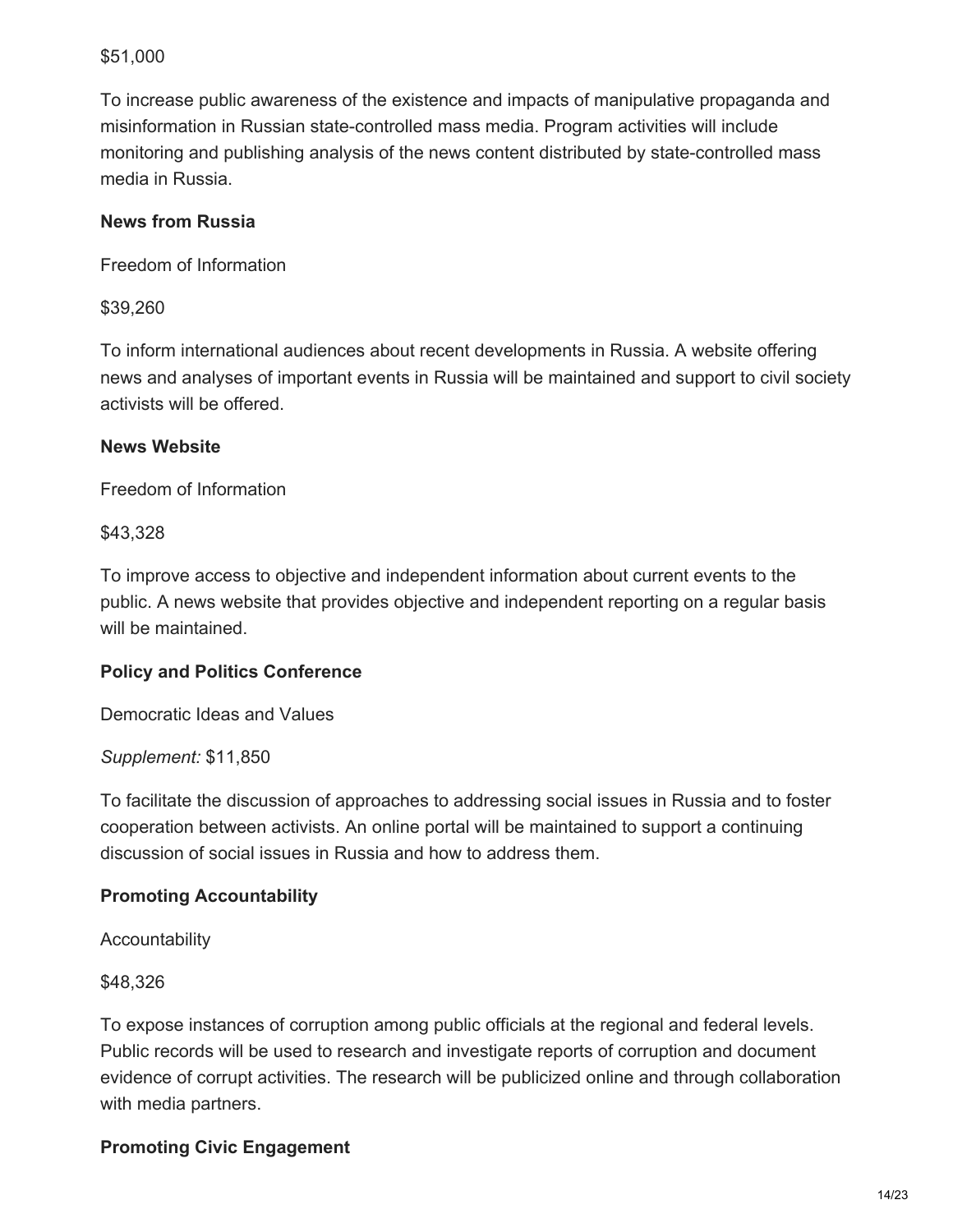$51,000

To increase public awareness of the existence and impacts of manipulative propaganda and misinformation in Russian state-controlled mass media. Program activities will include monitoring and publishing analysis of the news content distributed by state-controlled mass media in Russia.

**News from Russia**

Freedom of Information

$39,260

To inform international audiences about recent developments in Russia. A website offering news and analyses of important events in Russia will be maintained and support to civil society activists will be offered.

**News Website**

Freedom of Information

$43,328

To improve access to objective and independent information about current events to the public. A news website that provides objective and independent reporting on a regular basis will be maintained.

**Policy and Politics Conference**

Democratic Ideas and Values

*Supplement:* $11,850

To facilitate the discussion of approaches to addressing social issues in Russia and to foster cooperation between activists. An online portal will be maintained to support a continuing discussion of social issues in Russia and how to address them.

**Promoting Accountability**

Accountability

$48,326

To expose instances of corruption among public officials at the regional and federal levels. Public records will be used to research and investigate reports of corruption and document evidence of corrupt activities. The research will be publicized online and through collaboration with media partners.

**Promoting Civic Engagement**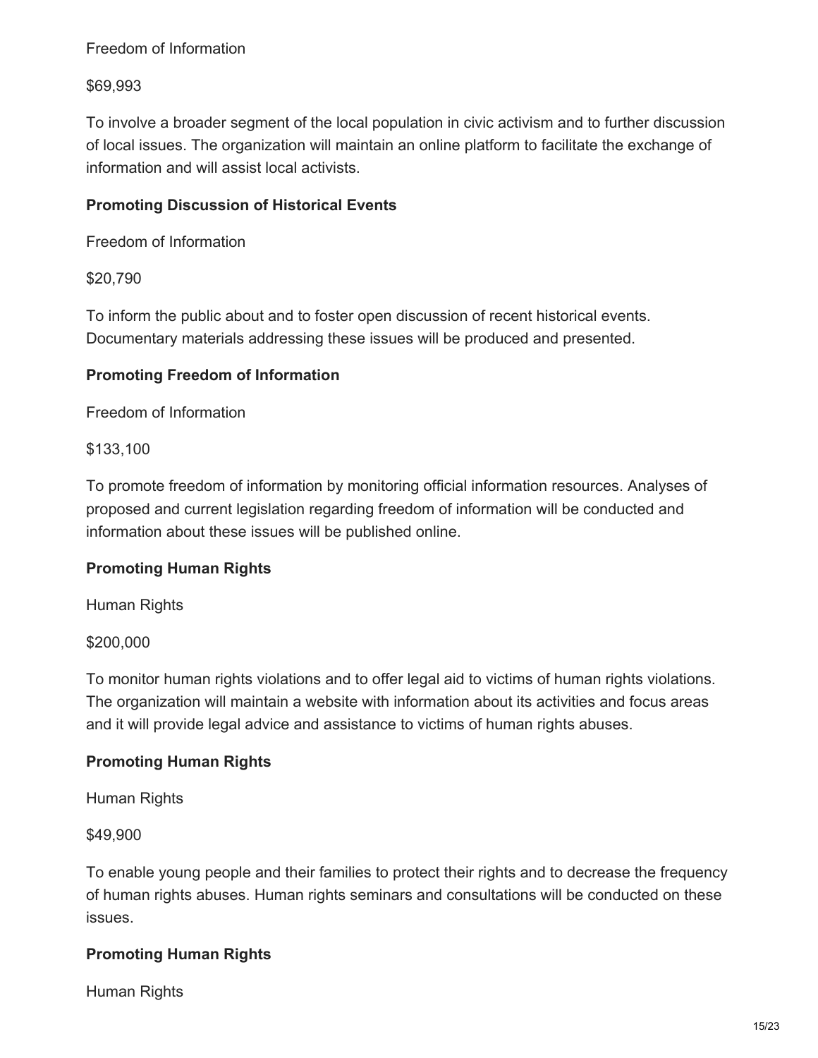Freedom of Information

$69,993

To involve a broader segment of the local population in civic activism and to further discussion of local issues. The organization will maintain an online platform to facilitate the exchange of information and will assist local activists.

**Promoting Discussion of Historical Events**

Freedom of Information

$20,790

To inform the public about and to foster open discussion of recent historical events. Documentary materials addressing these issues will be produced and presented.

**Promoting Freedom of Information**

Freedom of Information

$133,100

To promote freedom of information by monitoring official information resources. Analyses of proposed and current legislation regarding freedom of information will be conducted and information about these issues will be published online.

**Promoting Human Rights**

Human Rights

$200,000

To monitor human rights violations and to offer legal aid to victims of human rights violations. The organization will maintain a website with information about its activities and focus areas and it will provide legal advice and assistance to victims of human rights abuses.

**Promoting Human Rights**

Human Rights

$49,900

To enable young people and their families to protect their rights and to decrease the frequency of human rights abuses. Human rights seminars and consultations will be conducted on these issues.

**Promoting Human Rights**

Human Rights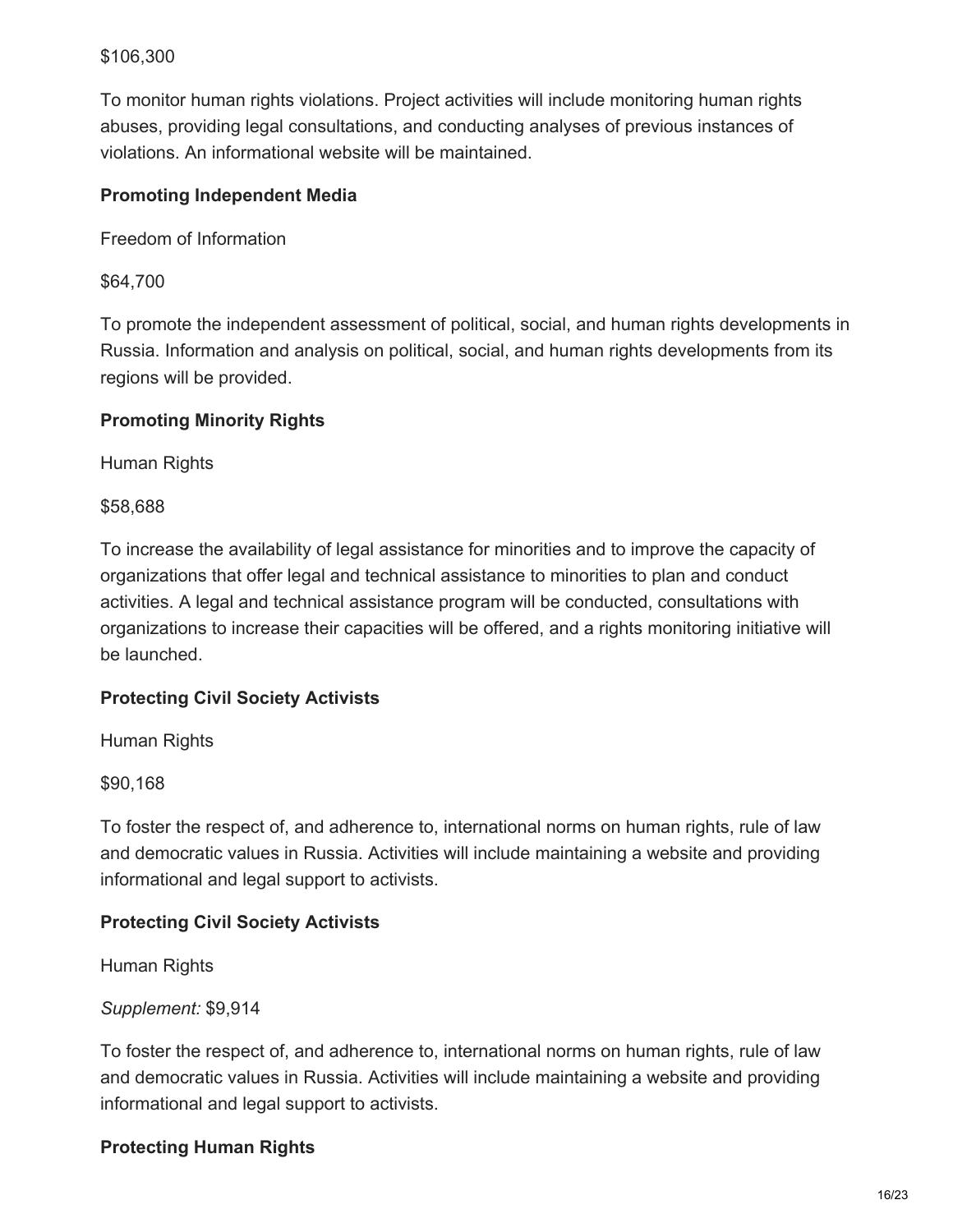$106,300

To monitor human rights violations. Project activities will include monitoring human rights abuses, providing legal consultations, and conducting analyses of previous instances of violations. An informational website will be maintained.

**Promoting Independent Media**

Freedom of Information

$64,700

To promote the independent assessment of political, social, and human rights developments in Russia. Information and analysis on political, social, and human rights developments from its regions will be provided.

**Promoting Minority Rights**

Human Rights

$58,688

To increase the availability of legal assistance for minorities and to improve the capacity of organizations that offer legal and technical assistance to minorities to plan and conduct activities. A legal and technical assistance program will be conducted, consultations with organizations to increase their capacities will be offered, and a rights monitoring initiative will be launched.

**Protecting Civil Society Activists**

Human Rights

$90,168

To foster the respect of, and adherence to, international norms on human rights, rule of law and democratic values in Russia. Activities will include maintaining a website and providing informational and legal support to activists.

**Protecting Civil Society Activists**

Human Rights

*Supplement:* $9,914

To foster the respect of, and adherence to, international norms on human rights, rule of law and democratic values in Russia. Activities will include maintaining a website and providing informational and legal support to activists.

**Protecting Human Rights**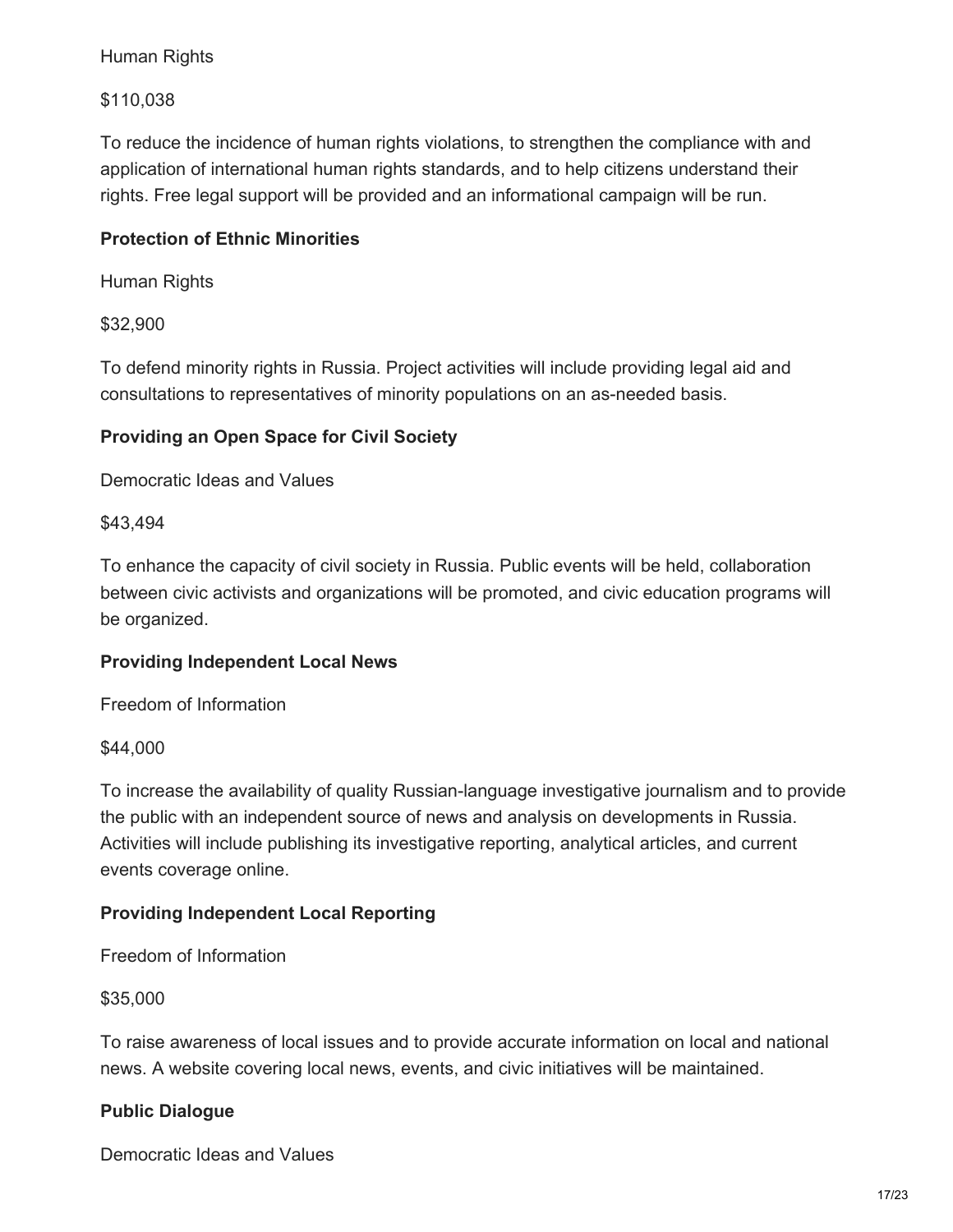Human Rights

$110,038

To reduce the incidence of human rights violations, to strengthen the compliance with and application of international human rights standards, and to help citizens understand their rights. Free legal support will be provided and an informational campaign will be run.

**Protection of Ethnic Minorities**

Human Rights

$32,900

To defend minority rights in Russia. Project activities will include providing legal aid and consultations to representatives of minority populations on an as-needed basis.

**Providing an Open Space for Civil Society**

Democratic Ideas and Values

$43,494

To enhance the capacity of civil society in Russia. Public events will be held, collaboration between civic activists and organizations will be promoted, and civic education programs will be organized.

**Providing Independent Local News**

Freedom of Information

$44,000

To increase the availability of quality Russian-language investigative journalism and to provide the public with an independent source of news and analysis on developments in Russia. Activities will include publishing its investigative reporting, analytical articles, and current events coverage online.

**Providing Independent Local Reporting**

Freedom of Information

$35,000

To raise awareness of local issues and to provide accurate information on local and national news. A website covering local news, events, and civic initiatives will be maintained.

**Public Dialogue**

Democratic Ideas and Values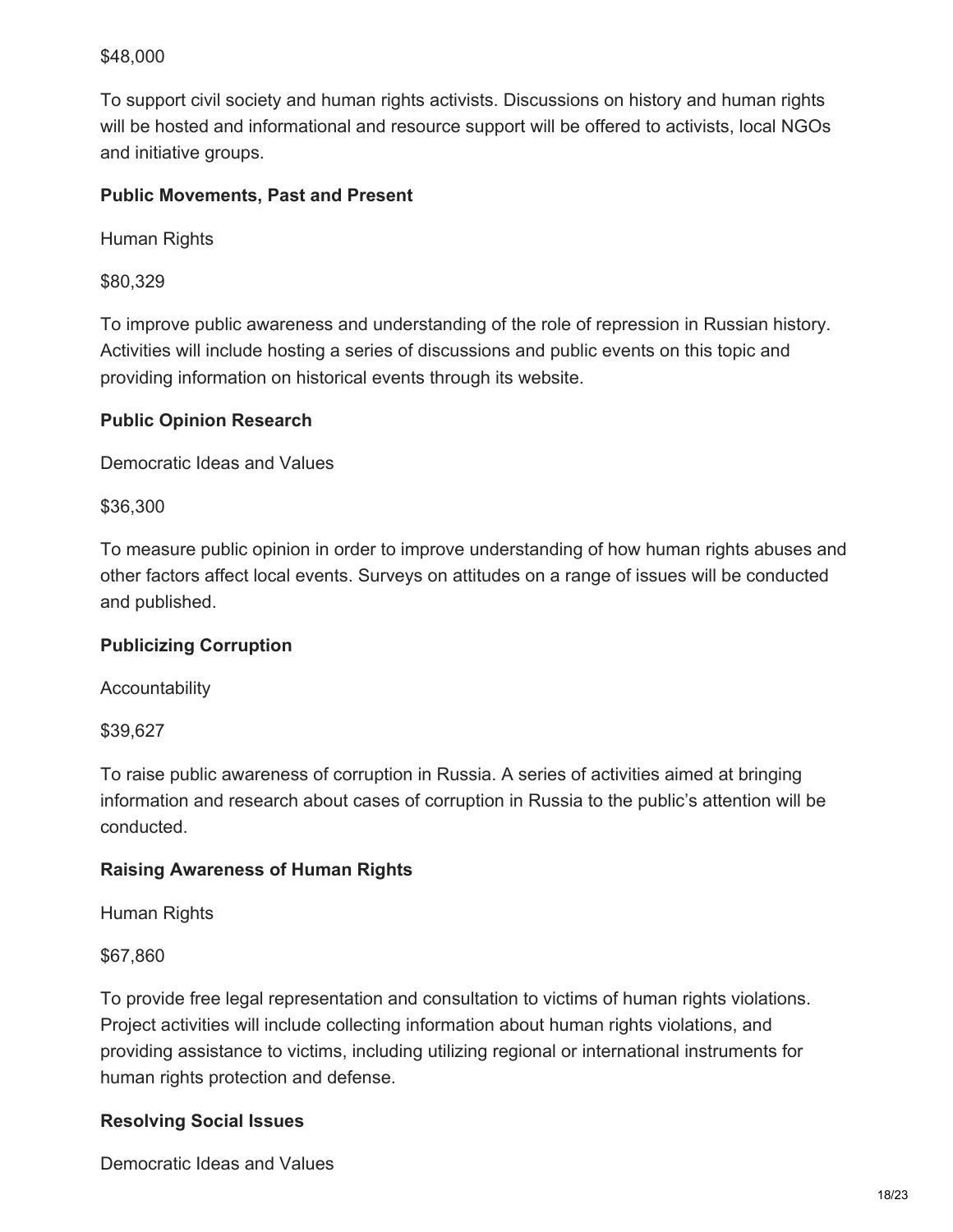$48,000

To support civil society and human rights activists. Discussions on history and human rights will be hosted and informational and resource support will be offered to activists, local NGOs and initiative groups.

**Public Movements, Past and Present**

Human Rights

$80,329

To improve public awareness and understanding of the role of repression in Russian history. Activities will include hosting a series of discussions and public events on this topic and providing information on historical events through its website.

**Public Opinion Research**

Democratic Ideas and Values

$36,300

To measure public opinion in order to improve understanding of how human rights abuses and other factors affect local events. Surveys on attitudes on a range of issues will be conducted and published.

**Publicizing Corruption**

Accountability

$39,627

To raise public awareness of corruption in Russia. A series of activities aimed at bringing information and research about cases of corruption in Russia to the public's attention will be conducted.

**Raising Awareness of Human Rights**

Human Rights

$67,860

To provide free legal representation and consultation to victims of human rights violations. Project activities will include collecting information about human rights violations, and providing assistance to victims, including utilizing regional or international instruments for human rights protection and defense.

**Resolving Social Issues**

Democratic Ideas and Values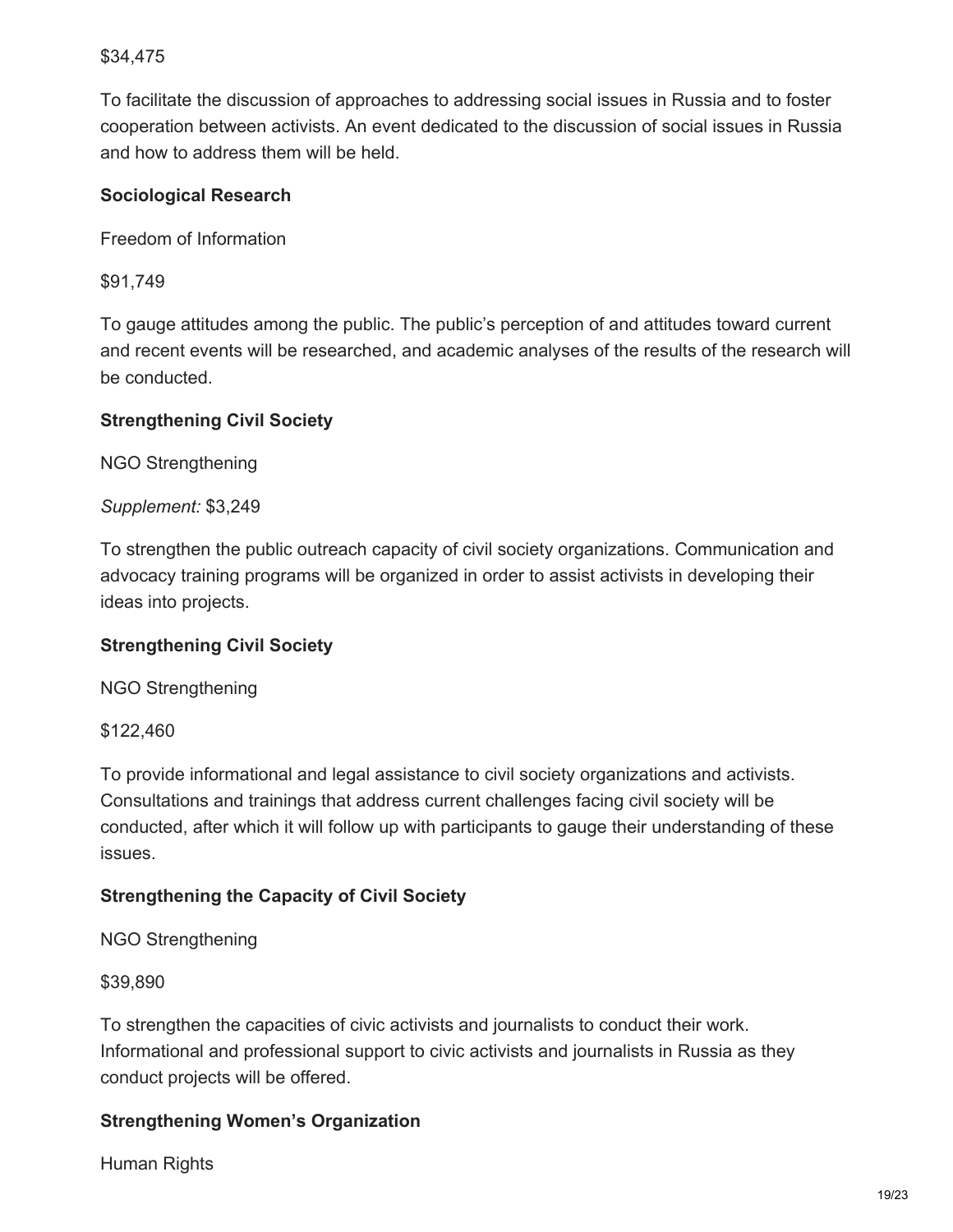$34,475

To facilitate the discussion of approaches to addressing social issues in Russia and to foster cooperation between activists. An event dedicated to the discussion of social issues in Russia and how to address them will be held.

**Sociological Research**

Freedom of Information

$91,749

To gauge attitudes among the public. The public's perception of and attitudes toward current and recent events will be researched, and academic analyses of the results of the research will be conducted.

**Strengthening Civil Society**

NGO Strengthening

*Supplement:* $3,249

To strengthen the public outreach capacity of civil society organizations. Communication and advocacy training programs will be organized in order to assist activists in developing their ideas into projects.

**Strengthening Civil Society**

NGO Strengthening

$122,460

To provide informational and legal assistance to civil society organizations and activists. Consultations and trainings that address current challenges facing civil society will be conducted, after which it will follow up with participants to gauge their understanding of these issues.

**Strengthening the Capacity of Civil Society**

NGO Strengthening

$39,890

To strengthen the capacities of civic activists and journalists to conduct their work. Informational and professional support to civic activists and journalists in Russia as they conduct projects will be offered.

**Strengthening Women's Organization**

Human Rights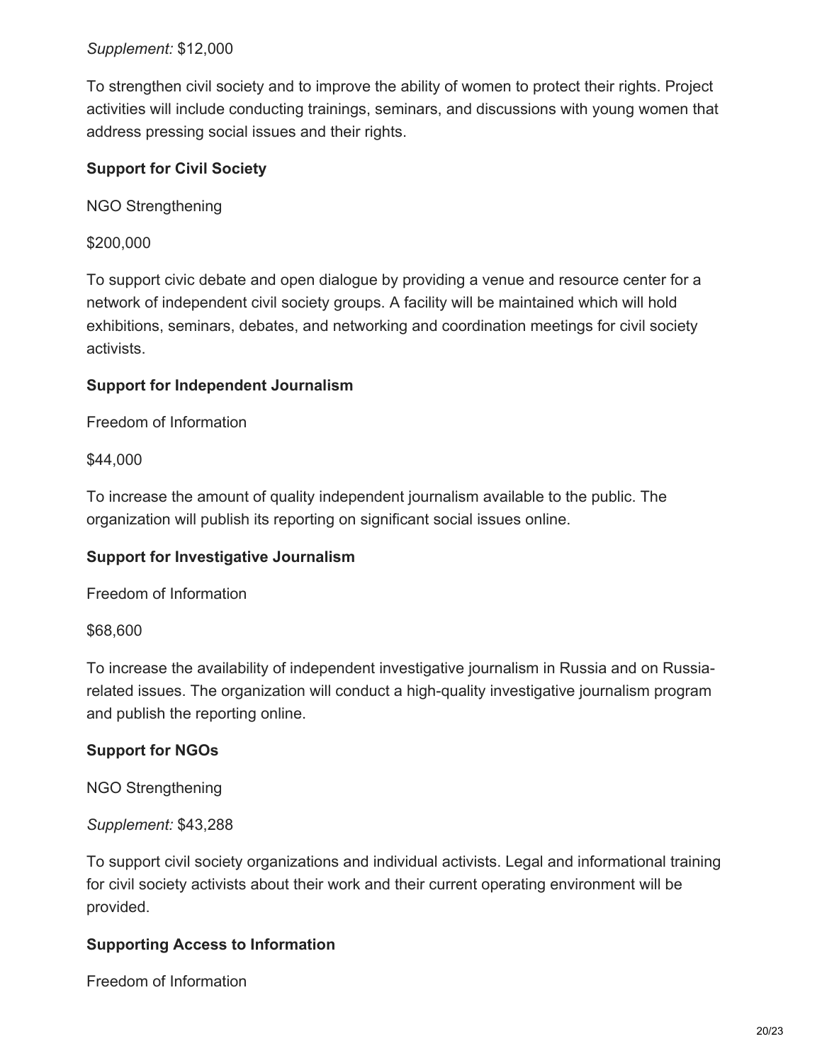*Supplement:* $12,000

To strengthen civil society and to improve the ability of women to protect their rights. Project activities will include conducting trainings, seminars, and discussions with young women that address pressing social issues and their rights.

**Support for Civil Society**

NGO Strengthening

$200,000

To support civic debate and open dialogue by providing a venue and resource center for a network of independent civil society groups. A facility will be maintained which will hold exhibitions, seminars, debates, and networking and coordination meetings for civil society activists.

**Support for Independent Journalism**

Freedom of Information

$44,000

To increase the amount of quality independent journalism available to the public. The organization will publish its reporting on significant social issues online.

**Support for Investigative Journalism**

Freedom of Information

$68,600

To increase the availability of independent investigative journalism in Russia and on Russia-related issues. The organization will conduct a high-quality investigative journalism program and publish the reporting online.

**Support for NGOs**

NGO Strengthening

*Supplement:* $43,288

To support civil society organizations and individual activists. Legal and informational training for civil society activists about their work and their current operating environment will be provided.

**Supporting Access to Information**

Freedom of Information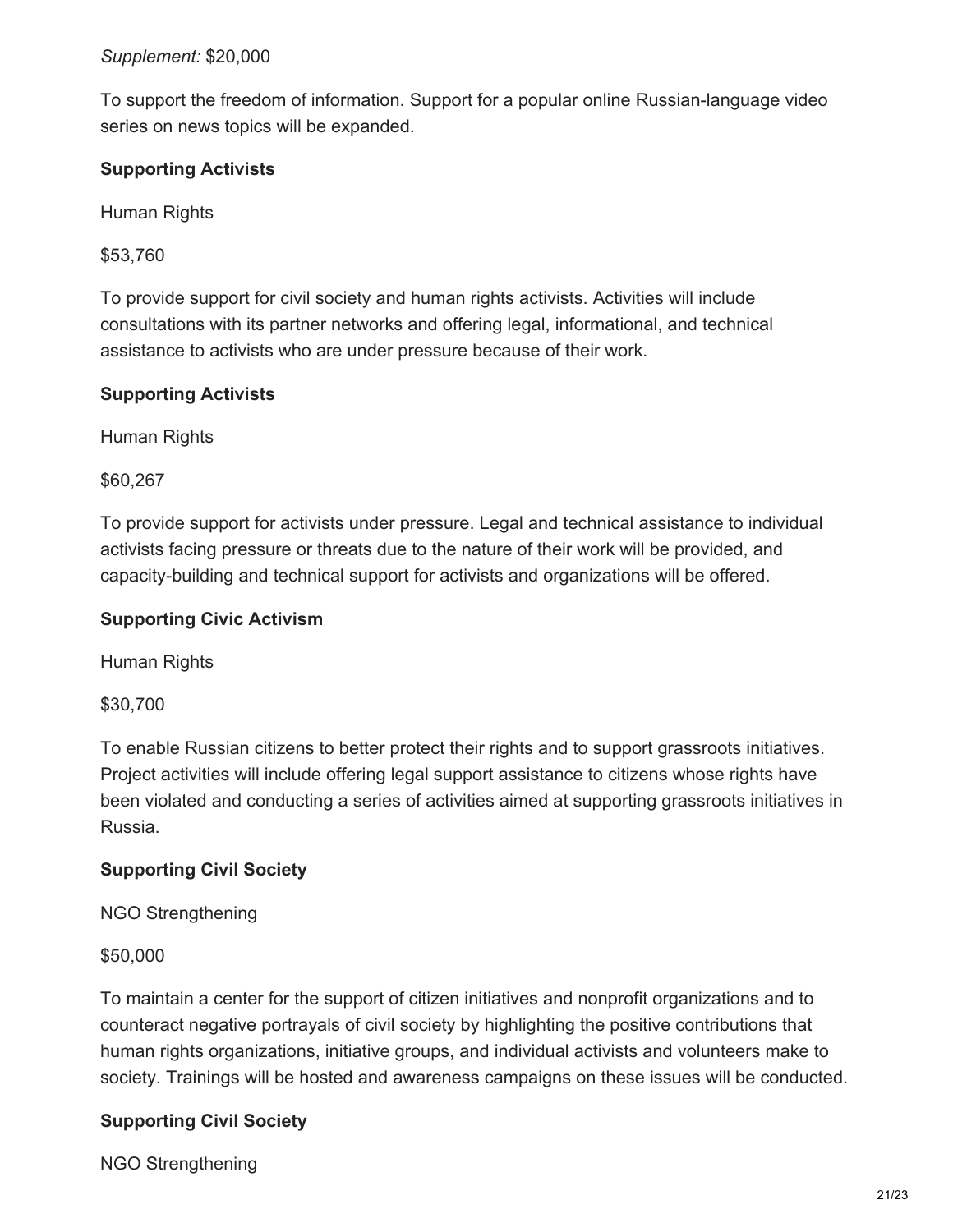*Supplement:* $20,000

To support the freedom of information. Support for a popular online Russian-language video series on news topics will be expanded.

**Supporting Activists**

Human Rights

$53,760

To provide support for civil society and human rights activists. Activities will include consultations with its partner networks and offering legal, informational, and technical assistance to activists who are under pressure because of their work.

**Supporting Activists**

Human Rights

$60,267

To provide support for activists under pressure. Legal and technical assistance to individual activists facing pressure or threats due to the nature of their work will be provided, and capacity-building and technical support for activists and organizations will be offered.

**Supporting Civic Activism**

Human Rights

$30,700

To enable Russian citizens to better protect their rights and to support grassroots initiatives. Project activities will include offering legal support assistance to citizens whose rights have been violated and conducting a series of activities aimed at supporting grassroots initiatives in Russia.

**Supporting Civil Society**

NGO Strengthening

$50,000

To maintain a center for the support of citizen initiatives and nonprofit organizations and to counteract negative portrayals of civil society by highlighting the positive contributions that human rights organizations, initiative groups, and individual activists and volunteers make to society. Trainings will be hosted and awareness campaigns on these issues will be conducted.

**Supporting Civil Society**

NGO Strengthening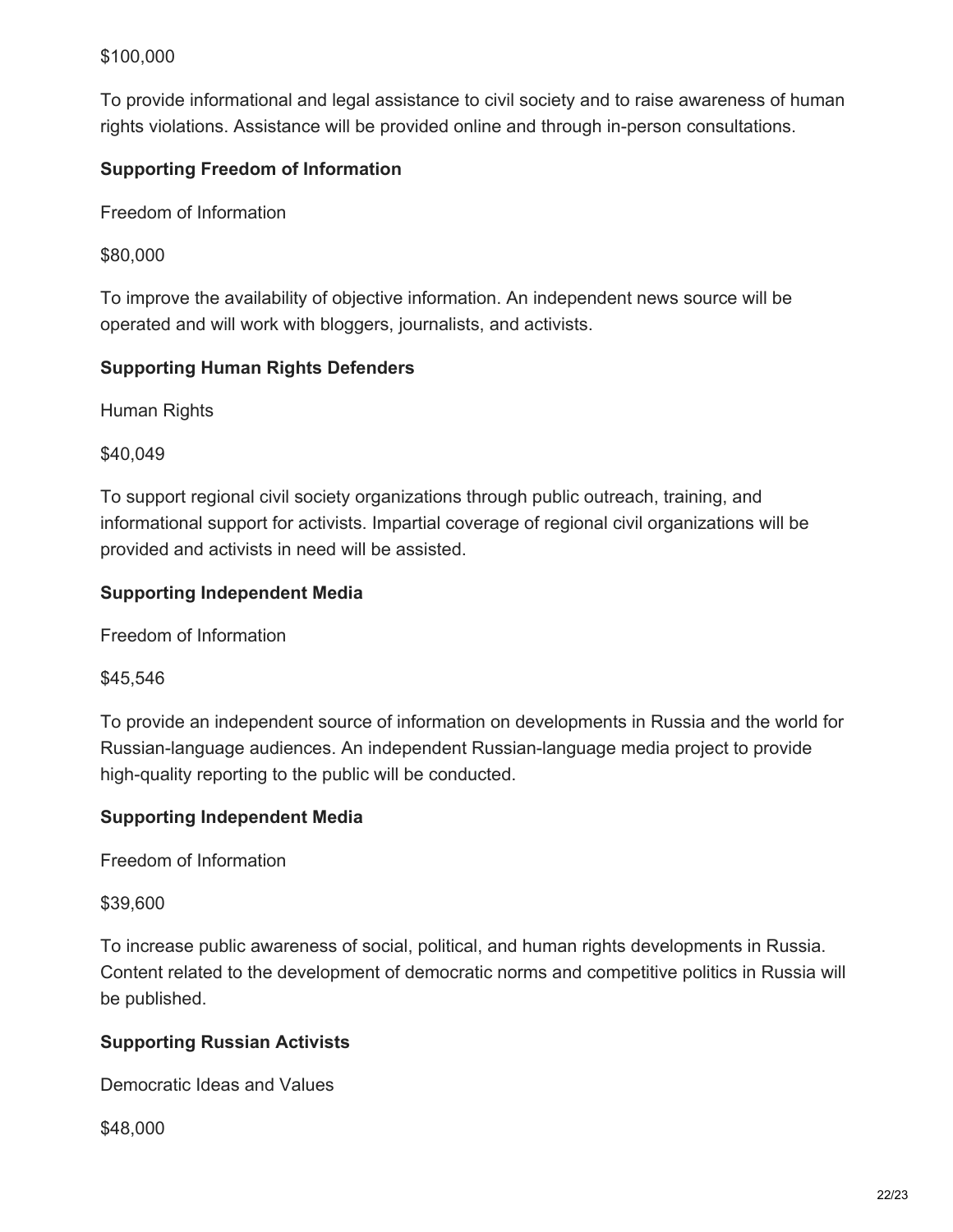$100,000

To provide informational and legal assistance to civil society and to raise awareness of human rights violations. Assistance will be provided online and through in-person consultations.

**Supporting Freedom of Information**

Freedom of Information

$80,000

To improve the availability of objective information. An independent news source will be operated and will work with bloggers, journalists, and activists.

**Supporting Human Rights Defenders**

Human Rights

$40,049

To support regional civil society organizations through public outreach, training, and informational support for activists. Impartial coverage of regional civil organizations will be provided and activists in need will be assisted.

**Supporting Independent Media**

Freedom of Information

$45,546

To provide an independent source of information on developments in Russia and the world for Russian-language audiences. An independent Russian-language media project to provide high-quality reporting to the public will be conducted.

**Supporting Independent Media**

Freedom of Information

$39,600

To increase public awareness of social, political, and human rights developments in Russia. Content related to the development of democratic norms and competitive politics in Russia will be published.

**Supporting Russian Activists**

Democratic Ideas and Values

$48,000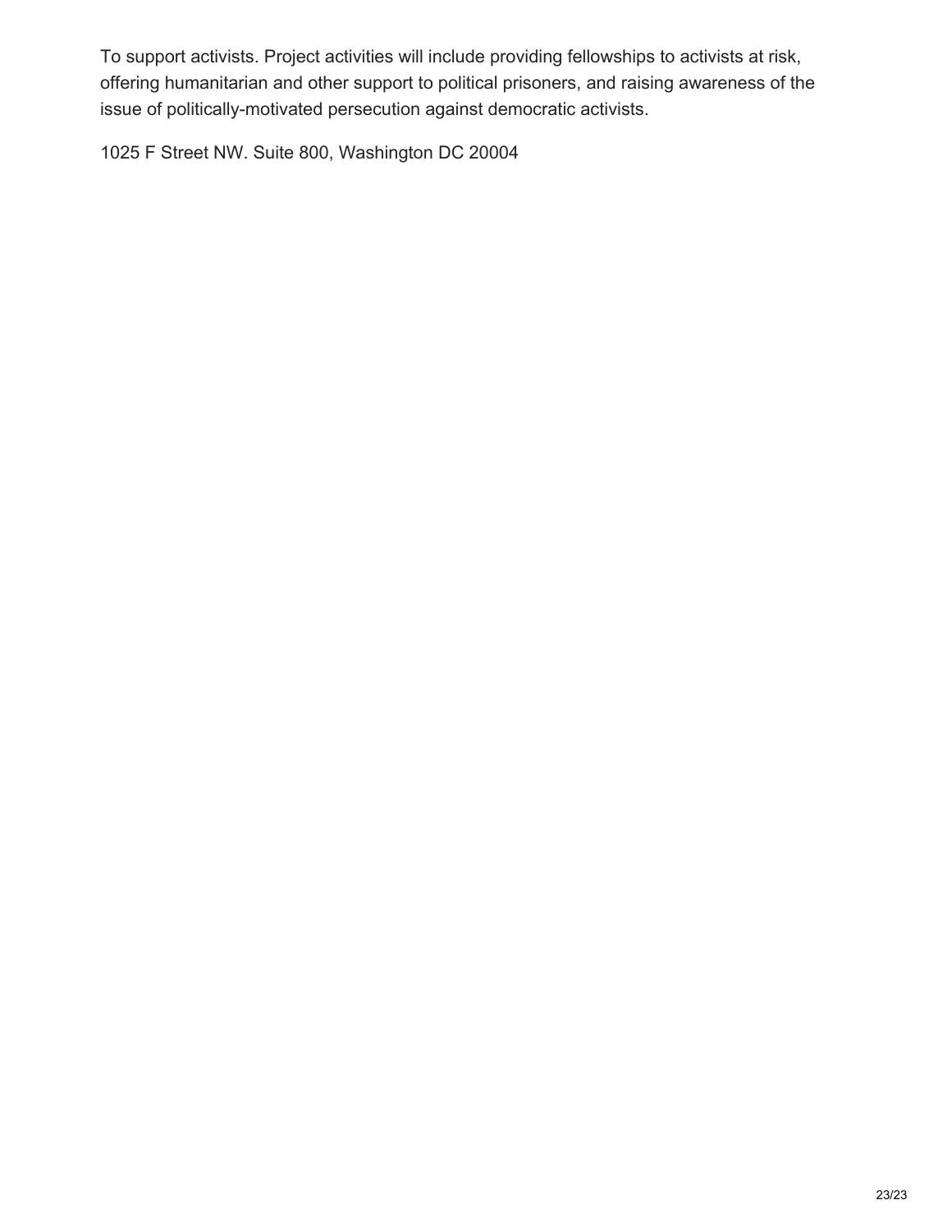To support activists. Project activities will include providing fellowships to activists at risk, offering humanitarian and other support to political prisoners, and raising awareness of the issue of politically-motivated persecution against democratic activists.

1025 F Street NW. Suite 800, Washington DC 20004